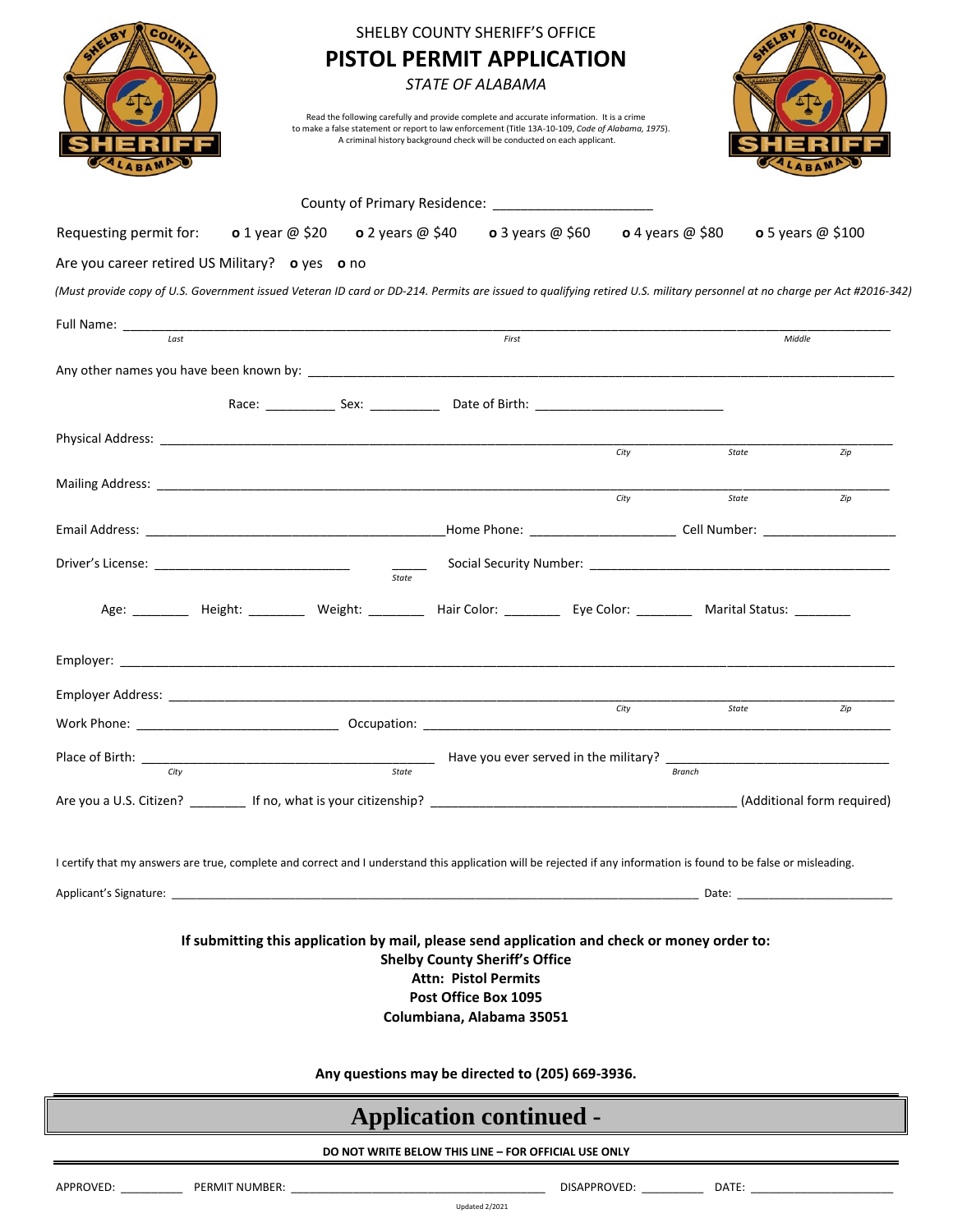SHELBY COUNTY SHERIFF'S OFFICE

# PISTOL PERMIT APPLICATION

*STATE OF ALABAMA*

Read the following carefully and provide complete and accurate information. It is a crime to make a false statement or report to law enforcement (Title 13A-10-109, *Code of Alabama, 1975*). A criminal history background check will be conducted on each applicant.

County of Primary Residence: ____________________

Requesting permit for: o 1 year @ $20 o 2 years @ $40 o 3 years @ $60 o 4 years @ $80 o 5 years @ $100

Are you career retired US Military? o yes o no

*(Must provide copy of U.S. Government issued Veteran ID card or DD-214. Permits are issued to qualifying retired U.S. military personnel at no charge per Act #2016-342)*

Full Name: ______________________________________________________________
Last First Middle

Any other names you have been known by: ______________________________________________

Race: __________ Sex: __________ Date of Birth: __________________________

Physical Address: ______________________________________________________________
City State Zip

Mailing Address: ______________________________________________________________
City State Zip

Email Address: ________________________________ Home Phone: ____________________ Cell Number: ____________________

Driver's License: ____________________________ _____ Social Security Number: ______________________________
State

Age: ________ Height: ________ Weight: ________ Hair Color: ________ Eye Color: ________ Marital Status: ________

Employer: ______________________________________________________________

Employer Address: ______________________________________________________________
City State Zip

Work Phone: ____________________________ Occupation: ______________________________________________

Place of Birth: ________________________________________ Have you ever served in the military? ______________________________
City State Branch

Are you a U.S. Citizen? ________ If no, what is your citizenship? __________________________________________ (Additional form required)

I certify that my answers are true, complete and correct and I understand this application will be rejected if any information is found to be false or misleading.

Applicant's Signature: ______________________________________________________________ Date: ________________________

**If submitting this application by mail, please send application and check or money order to:**
**Shelby County Sheriff's Office**
**Attn: Pistol Permits**
**Post Office Box 1095**
**Columbiana, Alabama 35051**

**Any questions may be directed to (205) 669-3936.**

## Application continued -

**DO NOT WRITE BELOW THIS LINE – FOR OFFICIAL USE ONLY**

APPROVED: _________ PERMIT NUMBER: ______________________________________ DISAPPROVED: _________ DATE: ______________________

Updated 2/2021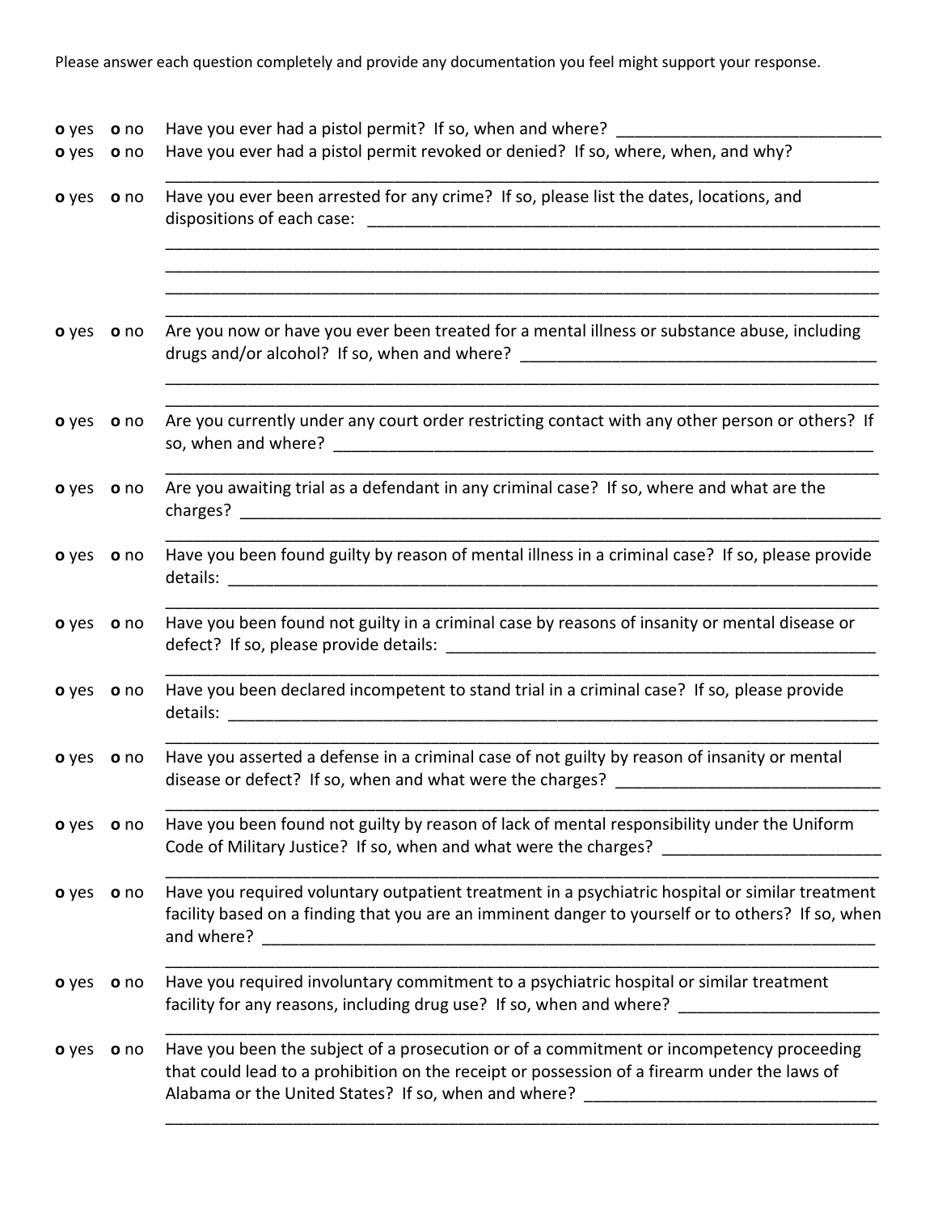Please answer each question completely and provide any documentation you feel might support your response.

o yes o no Have you ever had a pistol permit? If so, when and where? ______________________________

o yes o no Have you ever had a pistol permit revoked or denied? If so, where, when, and why?

______________________________________________________________________________

o yes o no Have you ever been arrested for any crime? If so, please list the dates, locations, and dispositions of each case: ____________________________________________________________

______________________________________________________________________________

______________________________________________________________________________

______________________________________________________________________________

______________________________________________________________________________

o yes o no Are you now or have you ever been treated for a mental illness or substance abuse, including drugs and/or alcohol? If so, when and where? __________________________________________

______________________________________________________________________________

______________________________________________________________________________

o yes o no Are you currently under any court order restricting contact with any other person or others? If so, when and where? ______________________________________________________________

______________________________________________________________________________

o yes o no Are you awaiting trial as a defendant in any criminal case? If so, where and what are the charges? ___________________________________________________________________________

______________________________________________________________________________

o yes o no Have you been found guilty by reason of mental illness in a criminal case? If so, please provide details: ___________________________________________________________________________

______________________________________________________________________________

o yes o no Have you been found not guilty in a criminal case by reasons of insanity or mental disease or defect? If so, please provide details: ___________________________________________________

______________________________________________________________________________

o yes o no Have you been declared incompetent to stand trial in a criminal case? If so, please provide details: ___________________________________________________________________________

______________________________________________________________________________

o yes o no Have you asserted a defense in a criminal case of not guilty by reason of insanity or mental disease or defect? If so, when and what were the charges? ______________________________

______________________________________________________________________________

o yes o no Have you been found not guilty by reason of lack of mental responsibility under the Uniform Code of Military Justice? If so, when and what were the charges? ________________________

______________________________________________________________________________

o yes o no Have you required voluntary outpatient treatment in a psychiatric hospital or similar treatment facility based on a finding that you are an imminent danger to yourself or to others? If so, when and where? _______________________________________________________________________

______________________________________________________________________________

o yes o no Have you required involuntary commitment to a psychiatric hospital or similar treatment facility for any reasons, including drug use? If so, when and where? ______________________

______________________________________________________________________________

o yes o no Have you been the subject of a prosecution or of a commitment or incompetency proceeding that could lead to a prohibition on the receipt or possession of a firearm under the laws of Alabama or the United States? If so, when and where? _________________________________

______________________________________________________________________________